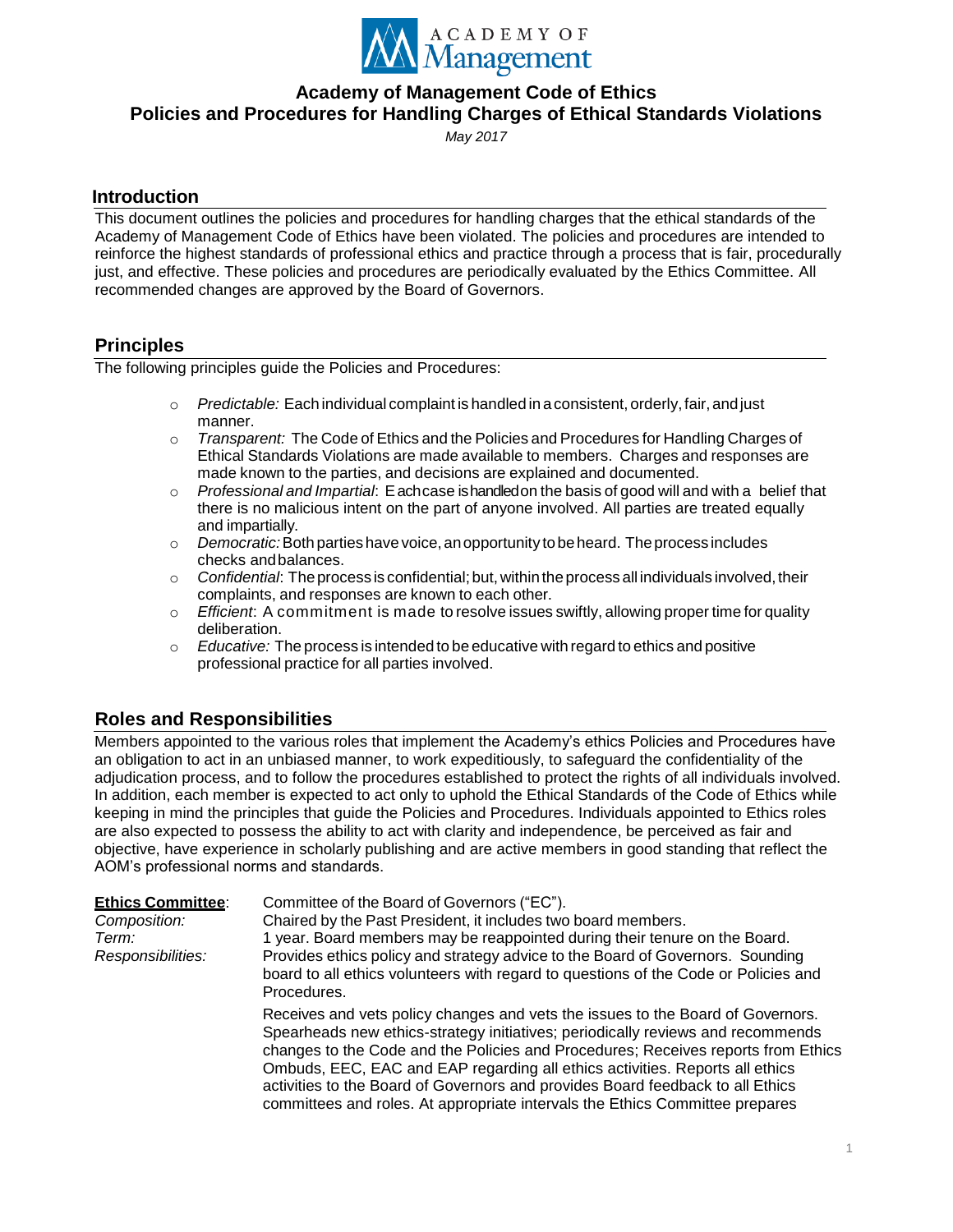# Academy of Management Code of Ethics
# Policies and Procedures for Handling Charges of Ethical Standards Violations

*May 2017*

## Introduction

This document outlines the policies and procedures for handling charges that the ethical standards of the Academy of Management Code of Ethics have been violated. The policies and procedures are intended to reinforce the highest standards of professional ethics and practice through a process that is fair, procedurally just, and effective. These policies and procedures are periodically evaluated by the Ethics Committee. All recommended changes are approved by the Board of Governors.

## Principles

The following principles guide the Policies and Procedures:

- *Predictable:* Each individual complaint is handled in a consistent, orderly, fair, and just manner.
- *Transparent:* The Code of Ethics and the Policies and Procedures for Handling Charges of Ethical Standards Violations are made available to members. Charges and responses are made known to the parties, and decisions are explained and documented.
- *Professional and Impartial*: Each case is handled on the basis of good will and with a belief that there is no malicious intent on the part of anyone involved. All parties are treated equally and impartially.
- *Democratic:* Both parties have voice, an opportunity to be heard. The process includes checks and balances.
- *Confidential*: The process is confidential; but, within the process all individuals involved, their complaints, and responses are known to each other.
- *Efficient*: A commitment is made to resolve issues swiftly, allowing proper time for quality deliberation.
- *Educative:* The process is intended to be educative with regard to ethics and positive professional practice for all parties involved.

## Roles and Responsibilities

Members appointed to the various roles that implement the Academy's ethics Policies and Procedures have an obligation to act in an unbiased manner, to work expeditiously, to safeguard the confidentiality of the adjudication process, and to follow the procedures established to protect the rights of all individuals involved. In addition, each member is expected to act only to uphold the Ethical Standards of the Code of Ethics while keeping in mind the principles that guide the Policies and Procedures. Individuals appointed to Ethics roles are also expected to possess the ability to act with clarity and independence, be perceived as fair and objective, have experience in scholarly publishing and are active members in good standing that reflect the AOM's professional norms and standards.

**Ethics Committee**: Committee of the Board of Governors ("EC").

*Composition:* Chaired by the Past President, it includes two board members.

*Term:* 1 year. Board members may be reappointed during their tenure on the Board.

*Responsibilities:* Provides ethics policy and strategy advice to the Board of Governors. Sounding board to all ethics volunteers with regard to questions of the Code or Policies and Procedures.

Receives and vets policy changes and vets the issues to the Board of Governors. Spearheads new ethics-strategy initiatives; periodically reviews and recommends changes to the Code and the Policies and Procedures; Receives reports from Ethics Ombuds, EEC, EAC and EAP regarding all ethics activities. Reports all ethics activities to the Board of Governors and provides Board feedback to all Ethics committees and roles. At appropriate intervals the Ethics Committee prepares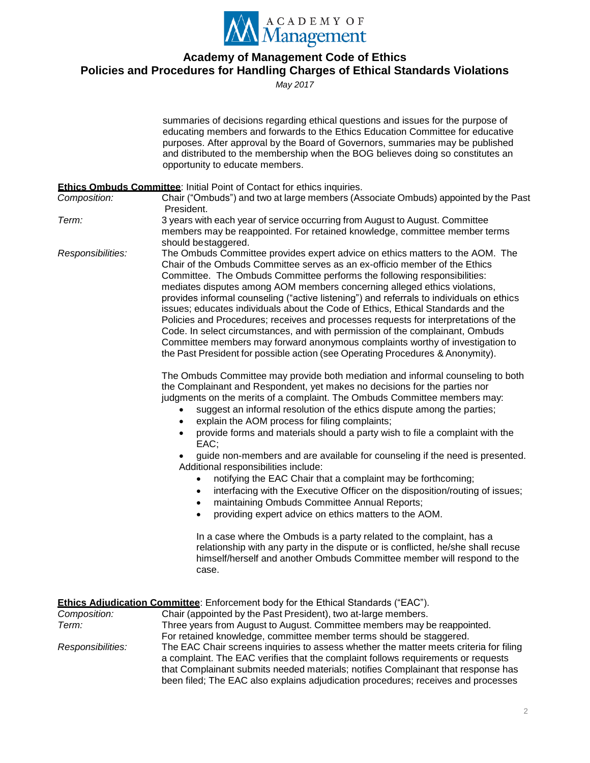summaries of decisions regarding ethical questions and issues for the purpose of educating members and forwards to the Ethics Education Committee for educative purposes. After approval by the Board of Governors, summaries may be published and distributed to the membership when the BOG believes doing so constitutes an opportunity to educate members.

**Ethics Ombuds Committee**: Initial Point of Contact for ethics inquiries.

*Composition:* Chair ("Ombuds") and two at large members (Associate Ombuds) appointed by the Past President.

*Term:* 3 years with each year of service occurring from August to August. Committee members may be reappointed. For retained knowledge, committee member terms should be staggered.

*Responsibilities:* The Ombuds Committee provides expert advice on ethics matters to the AOM. The Chair of the Ombuds Committee serves as an ex-officio member of the Ethics Committee. The Ombuds Committee performs the following responsibilities: mediates disputes among AOM members concerning alleged ethics violations, provides informal counseling ("active listening") and referrals to individuals on ethics issues; educates individuals about the Code of Ethics, Ethical Standards and the Policies and Procedures; receives and processes requests for interpretations of the Code. In select circumstances, and with permission of the complainant, Ombuds Committee members may forward anonymous complaints worthy of investigation to the Past President for possible action (see Operating Procedures & Anonymity).

The Ombuds Committee may provide both mediation and informal counseling to both the Complainant and Respondent, yet makes no decisions for the parties nor judgments on the merits of a complaint. The Ombuds Committee members may:

- suggest an informal resolution of the ethics dispute among the parties;
- explain the AOM process for filing complaints;
- provide forms and materials should a party wish to file a complaint with the EAC;
- guide non-members and are available for counseling if the need is presented.

Additional responsibilities include:

- notifying the EAC Chair that a complaint may be forthcoming;
- interfacing with the Executive Officer on the disposition/routing of issues;
- maintaining Ombuds Committee Annual Reports;
- providing expert advice on ethics matters to the AOM.

In a case where the Ombuds is a party related to the complaint, has a relationship with any party in the dispute or is conflicted, he/she shall recuse himself/herself and another Ombuds Committee member will respond to the case.

**Ethics Adjudication Committee**: Enforcement body for the Ethical Standards ("EAC").

*Composition:* Chair (appointed by the Past President), two at-large members.

*Term:* Three years from August to August. Committee members may be reappointed. For retained knowledge, committee member terms should be staggered.

*Responsibilities:* The EAC Chair screens inquiries to assess whether the matter meets criteria for filing a complaint. The EAC verifies that the complaint follows requirements or requests that Complainant submits needed materials; notifies Complainant that response has been filed; The EAC also explains adjudication procedures; receives and processes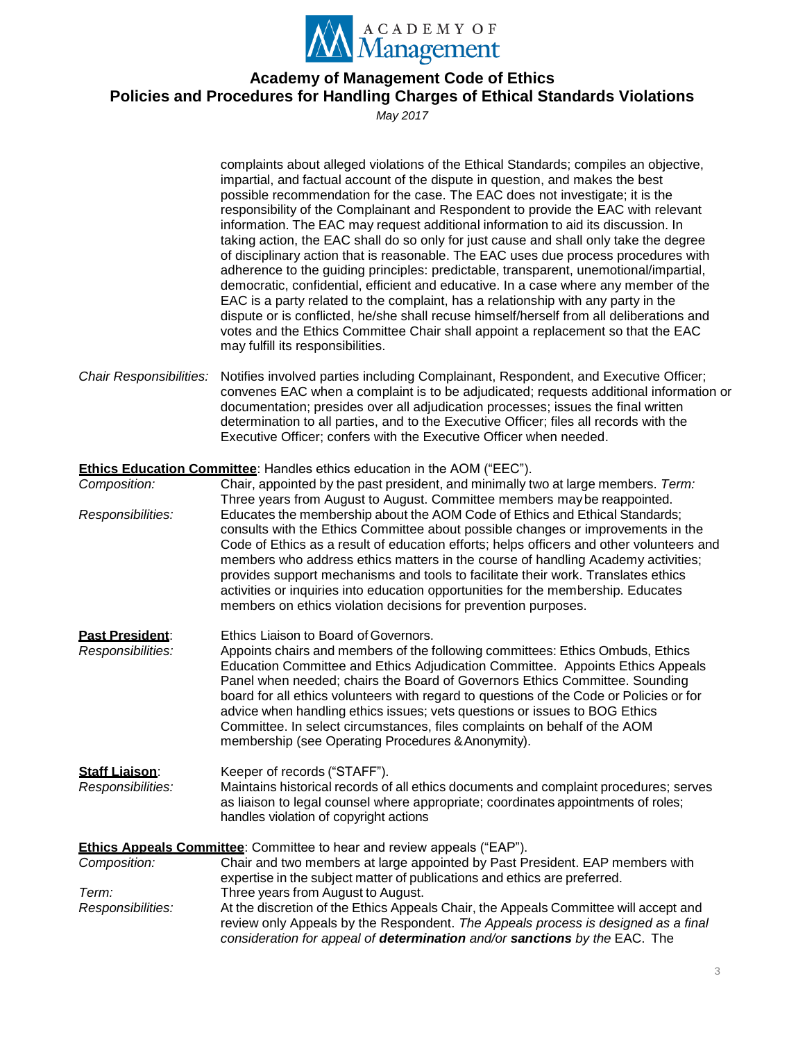complaints about alleged violations of the Ethical Standards; compiles an objective, impartial, and factual account of the dispute in question, and makes the best possible recommendation for the case. The EAC does not investigate; it is the responsibility of the Complainant and Respondent to provide the EAC with relevant information. The EAC may request additional information to aid its discussion. In taking action, the EAC shall do so only for just cause and shall only take the degree of disciplinary action that is reasonable. The EAC uses due process procedures with adherence to the guiding principles: predictable, transparent, unemotional/impartial, democratic, confidential, efficient and educative. In a case where any member of the EAC is a party related to the complaint, has a relationship with any party in the dispute or is conflicted, he/she shall recuse himself/herself from all deliberations and votes and the Ethics Committee Chair shall appoint a replacement so that the EAC may fulfill its responsibilities.

*Chair Responsibilities:* Notifies involved parties including Complainant, Respondent, and Executive Officer; convenes EAC when a complaint is to be adjudicated; requests additional information or documentation; presides over all adjudication processes; issues the final written determination to all parties, and to the Executive Officer; files all records with the Executive Officer; confers with the Executive Officer when needed.

**Ethics Education Committee**: Handles ethics education in the AOM ("EEC").

*Composition:* Chair, appointed by the past president, and minimally two at large members. *Term:* Three years from August to August. Committee members may be reappointed.

*Responsibilities:* Educates the membership about the AOM Code of Ethics and Ethical Standards; consults with the Ethics Committee about possible changes or improvements in the Code of Ethics as a result of education efforts; helps officers and other volunteers and members who address ethics matters in the course of handling Academy activities; provides support mechanisms and tools to facilitate their work. Translates ethics activities or inquiries into education opportunities for the membership. Educates members on ethics violation decisions for prevention purposes.

**Past President**: Ethics Liaison to Board of Governors.

*Responsibilities:* Appoints chairs and members of the following committees: Ethics Ombuds, Ethics Education Committee and Ethics Adjudication Committee. Appoints Ethics Appeals Panel when needed; chairs the Board of Governors Ethics Committee. Sounding board for all ethics volunteers with regard to questions of the Code or Policies or for advice when handling ethics issues; vets questions or issues to BOG Ethics Committee. In select circumstances, files complaints on behalf of the AOM membership (see Operating Procedures & Anonymity).

**Staff Liaison**: Keeper of records ("STAFF").

*Responsibilities:* Maintains historical records of all ethics documents and complaint procedures; serves as liaison to legal counsel where appropriate; coordinates appointments of roles; handles violation of copyright actions

**Ethics Appeals Committee**: Committee to hear and review appeals ("EAP").

*Composition:* Chair and two members at large appointed by Past President. EAP members with expertise in the subject matter of publications and ethics are preferred.

*Term:* Three years from August to August.

*Responsibilities:* At the discretion of the Ethics Appeals Chair, the Appeals Committee will accept and review only Appeals by the Respondent. *The Appeals process is designed as a final consideration for appeal of **determination** and/or **sanctions** by the* EAC. The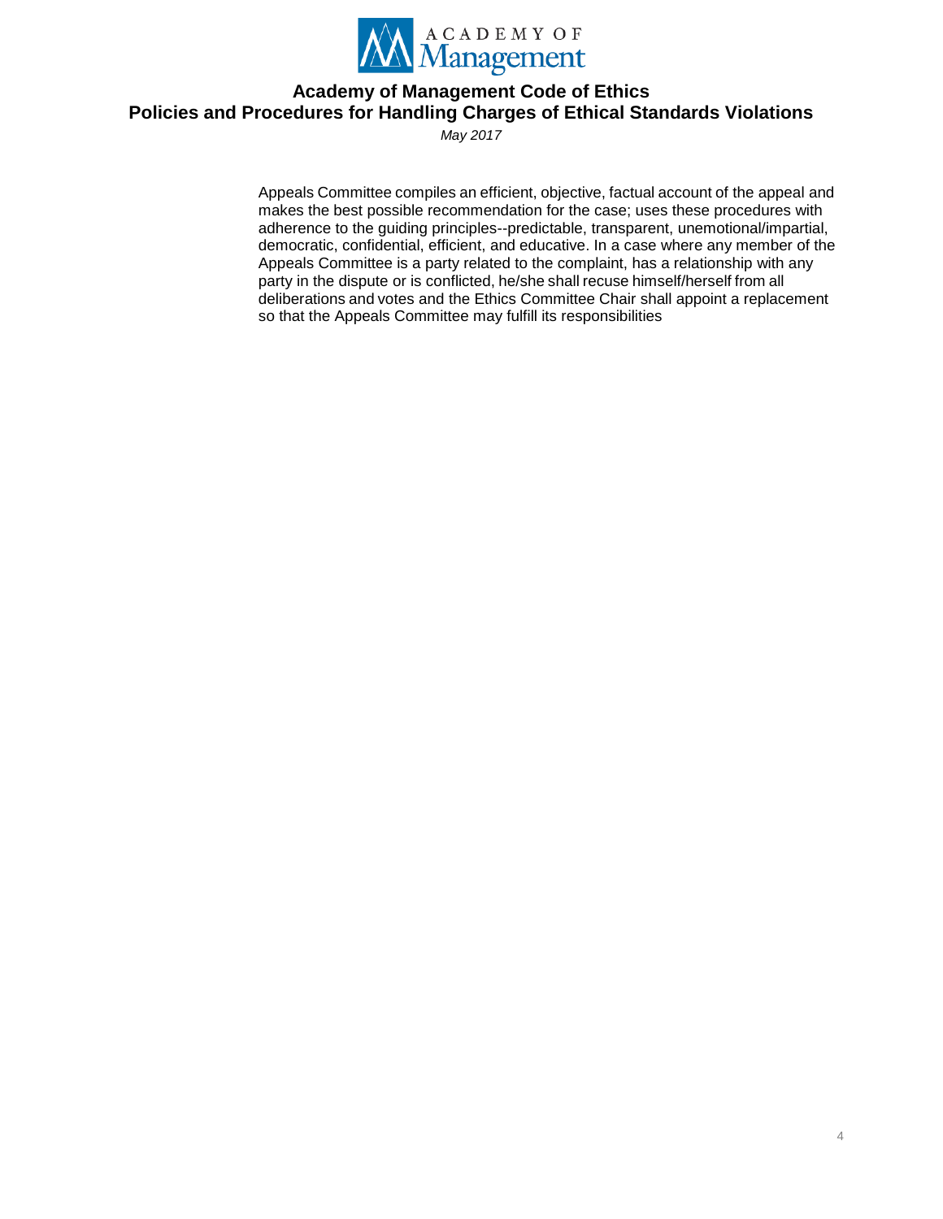Appeals Committee compiles an efficient, objective, factual account of the appeal and makes the best possible recommendation for the case; uses these procedures with adherence to the guiding principles--predictable, transparent, unemotional/impartial, democratic, confidential, efficient, and educative. In a case where any member of the Appeals Committee is a party related to the complaint, has a relationship with any party in the dispute or is conflicted, he/she shall recuse himself/herself from all deliberations and votes and the Ethics Committee Chair shall appoint a replacement so that the Appeals Committee may fulfill its responsibilities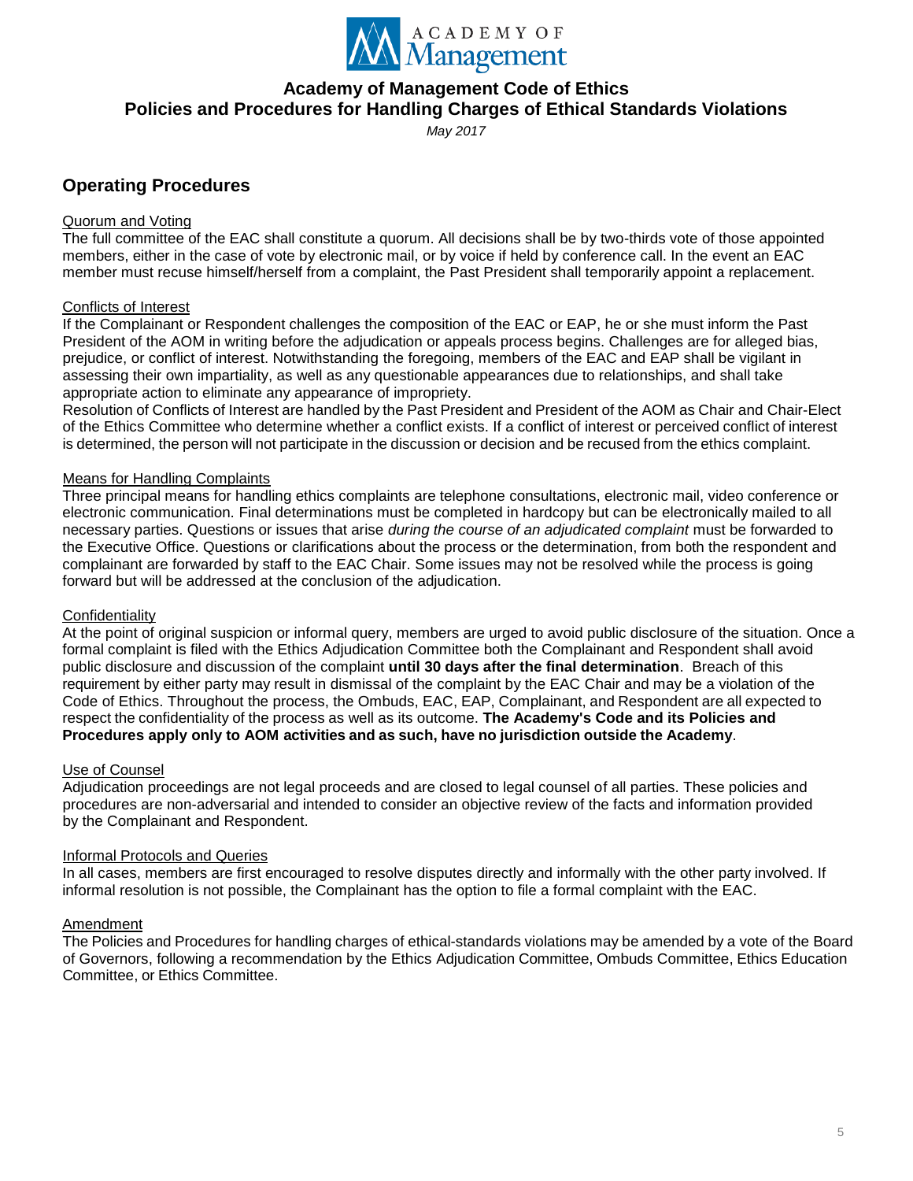# Academy of Management Code of Ethics
## Policies and Procedures for Handling Charges of Ethical Standards Violations

*May 2017*

## Operating Procedures

Quorum and Voting

The full committee of the EAC shall constitute a quorum. All decisions shall be by two-thirds vote of those appointed members, either in the case of vote by electronic mail, or by voice if held by conference call. In the event an EAC member must recuse himself/herself from a complaint, the Past President shall temporarily appoint a replacement.

Conflicts of Interest

If the Complainant or Respondent challenges the composition of the EAC or EAP, he or she must inform the Past President of the AOM in writing before the adjudication or appeals process begins. Challenges are for alleged bias, prejudice, or conflict of interest. Notwithstanding the foregoing, members of the EAC and EAP shall be vigilant in assessing their own impartiality, as well as any questionable appearances due to relationships, and shall take appropriate action to eliminate any appearance of impropriety.

Resolution of Conflicts of Interest are handled by the Past President and President of the AOM as Chair and Chair-Elect of the Ethics Committee who determine whether a conflict exists. If a conflict of interest or perceived conflict of interest is determined, the person will not participate in the discussion or decision and be recused from the ethics complaint.

Means for Handling Complaints

Three principal means for handling ethics complaints are telephone consultations, electronic mail, video conference or electronic communication. Final determinations must be completed in hardcopy but can be electronically mailed to all necessary parties. Questions or issues that arise *during the course of an adjudicated complaint* must be forwarded to the Executive Office. Questions or clarifications about the process or the determination, from both the respondent and complainant are forwarded by staff to the EAC Chair. Some issues may not be resolved while the process is going forward but will be addressed at the conclusion of the adjudication.

Confidentiality

At the point of original suspicion or informal query, members are urged to avoid public disclosure of the situation. Once a formal complaint is filed with the Ethics Adjudication Committee both the Complainant and Respondent shall avoid public disclosure and discussion of the complaint **until 30 days after the final determination**. Breach of this requirement by either party may result in dismissal of the complaint by the EAC Chair and may be a violation of the Code of Ethics. Throughout the process, the Ombuds, EAC, EAP, Complainant, and Respondent are all expected to respect the confidentiality of the process as well as its outcome. **The Academy's Code and its Policies and Procedures apply only to AOM activities and as such, have no jurisdiction outside the Academy**.

Use of Counsel

Adjudication proceedings are not legal proceeds and are closed to legal counsel of all parties. These policies and procedures are non-adversarial and intended to consider an objective review of the facts and information provided by the Complainant and Respondent.

Informal Protocols and Queries

In all cases, members are first encouraged to resolve disputes directly and informally with the other party involved. If informal resolution is not possible, the Complainant has the option to file a formal complaint with the EAC.

Amendment

The Policies and Procedures for handling charges of ethical-standards violations may be amended by a vote of the Board of Governors, following a recommendation by the Ethics Adjudication Committee, Ombuds Committee, Ethics Education Committee, or Ethics Committee.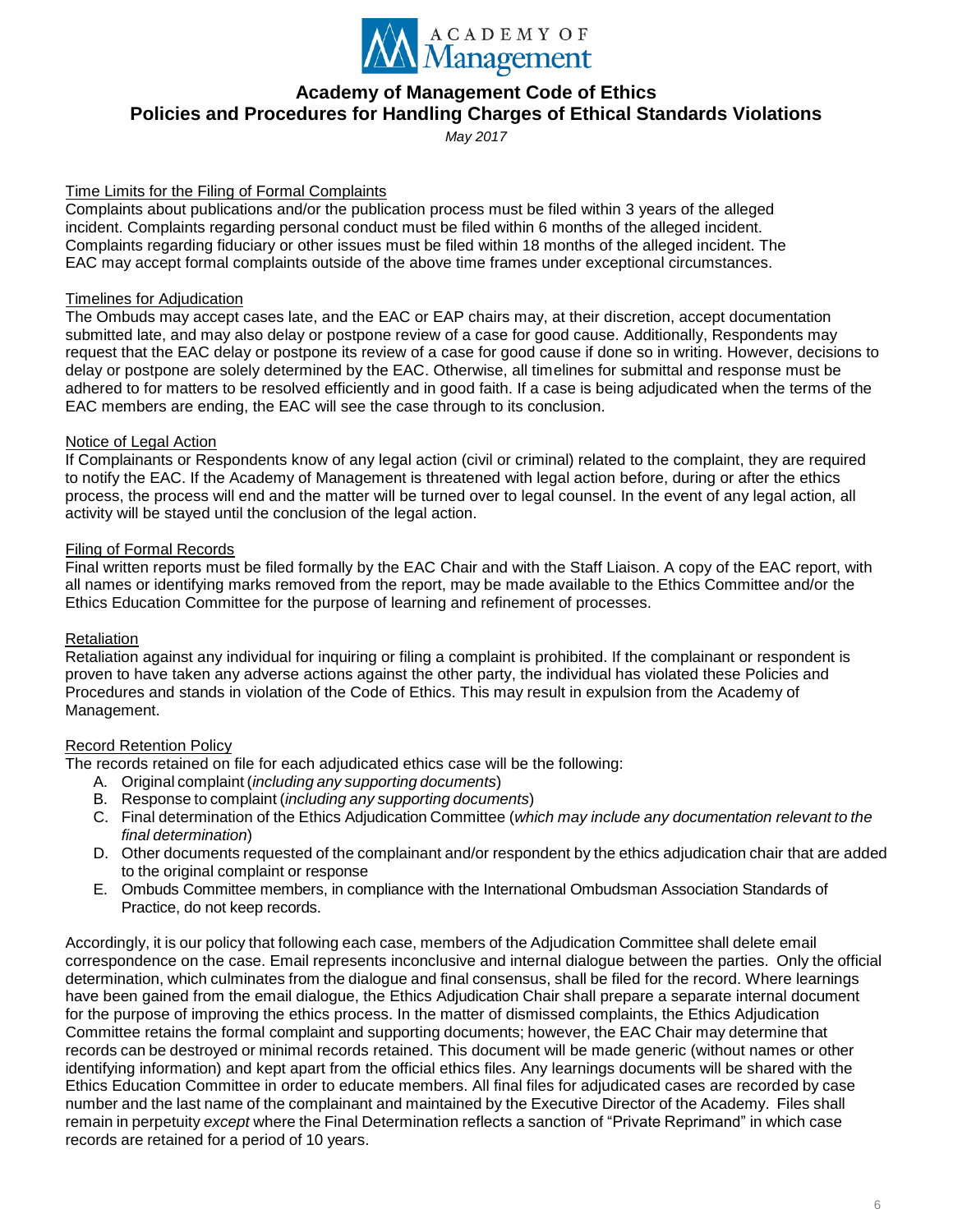# Academy of Management Code of Ethics
## Policies and Procedures for Handling Charges of Ethical Standards Violations

*May 2017*

### Time Limits for the Filing of Formal Complaints

Complaints about publications and/or the publication process must be filed within 3 years of the alleged incident. Complaints regarding personal conduct must be filed within 6 months of the alleged incident. Complaints regarding fiduciary or other issues must be filed within 18 months of the alleged incident. The EAC may accept formal complaints outside of the above time frames under exceptional circumstances.

### Timelines for Adjudication

The Ombuds may accept cases late, and the EAC or EAP chairs may, at their discretion, accept documentation submitted late, and may also delay or postpone review of a case for good cause. Additionally, Respondents may request that the EAC delay or postpone its review of a case for good cause if done so in writing. However, decisions to delay or postpone are solely determined by the EAC. Otherwise, all timelines for submittal and response must be adhered to for matters to be resolved efficiently and in good faith. If a case is being adjudicated when the terms of the EAC members are ending, the EAC will see the case through to its conclusion.

### Notice of Legal Action

If Complainants or Respondents know of any legal action (civil or criminal) related to the complaint, they are required to notify the EAC. If the Academy of Management is threatened with legal action before, during or after the ethics process, the process will end and the matter will be turned over to legal counsel. In the event of any legal action, all activity will be stayed until the conclusion of the legal action.

### Filing of Formal Records

Final written reports must be filed formally by the EAC Chair and with the Staff Liaison. A copy of the EAC report, with all names or identifying marks removed from the report, may be made available to the Ethics Committee and/or the Ethics Education Committee for the purpose of learning and refinement of processes.

### Retaliation

Retaliation against any individual for inquiring or filing a complaint is prohibited. If the complainant or respondent is proven to have taken any adverse actions against the other party, the individual has violated these Policies and Procedures and stands in violation of the Code of Ethics. This may result in expulsion from the Academy of Management.

### Record Retention Policy

The records retained on file for each adjudicated ethics case will be the following:

A. Original complaint (*including any supporting documents*)
B. Response to complaint (*including any supporting documents*)
C. Final determination of the Ethics Adjudication Committee (*which may include any documentation relevant to the final determination*)
D. Other documents requested of the complainant and/or respondent by the ethics adjudication chair that are added to the original complaint or response
E. Ombuds Committee members, in compliance with the International Ombudsman Association Standards of Practice, do not keep records.

Accordingly, it is our policy that following each case, members of the Adjudication Committee shall delete email correspondence on the case. Email represents inconclusive and internal dialogue between the parties. Only the official determination, which culminates from the dialogue and final consensus, shall be filed for the record. Where learnings have been gained from the email dialogue, the Ethics Adjudication Chair shall prepare a separate internal document for the purpose of improving the ethics process. In the matter of dismissed complaints, the Ethics Adjudication Committee retains the formal complaint and supporting documents; however, the EAC Chair may determine that records can be destroyed or minimal records retained. This document will be made generic (without names or other identifying information) and kept apart from the official ethics files. Any learnings documents will be shared with the Ethics Education Committee in order to educate members. All final files for adjudicated cases are recorded by case number and the last name of the complainant and maintained by the Executive Director of the Academy. Files shall remain in perpetuity *except* where the Final Determination reflects a sanction of "Private Reprimand" in which case records are retained for a period of 10 years.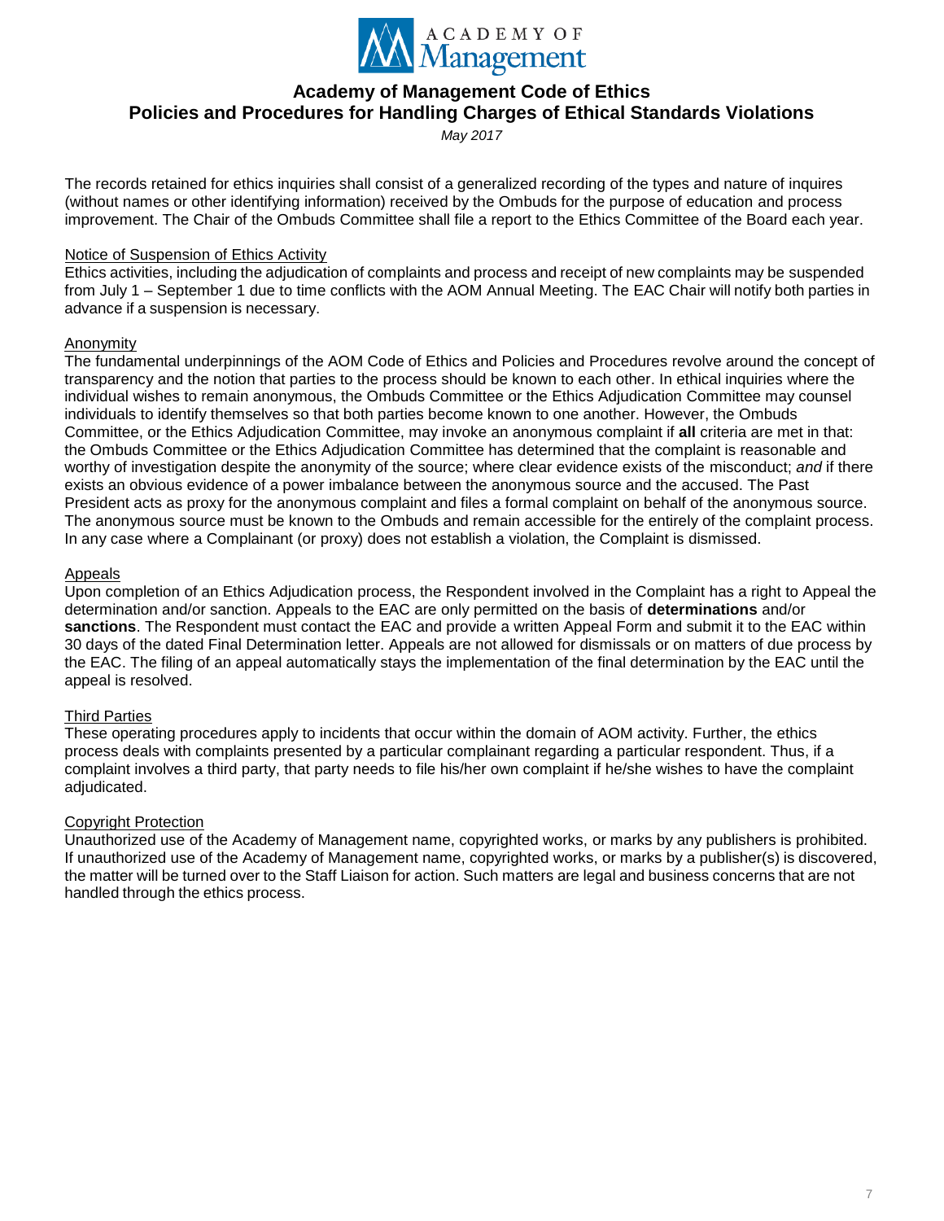The records retained for ethics inquiries shall consist of a generalized recording of the types and nature of inquires (without names or other identifying information) received by the Ombuds for the purpose of education and process improvement. The Chair of the Ombuds Committee shall file a report to the Ethics Committee of the Board each year.

Notice of Suspension of Ethics Activity

Ethics activities, including the adjudication of complaints and process and receipt of new complaints may be suspended from July 1 – September 1 due to time conflicts with the AOM Annual Meeting. The EAC Chair will notify both parties in advance if a suspension is necessary.

Anonymity

The fundamental underpinnings of the AOM Code of Ethics and Policies and Procedures revolve around the concept of transparency and the notion that parties to the process should be known to each other. In ethical inquiries where the individual wishes to remain anonymous, the Ombuds Committee or the Ethics Adjudication Committee may counsel individuals to identify themselves so that both parties become known to one another. However, the Ombuds Committee, or the Ethics Adjudication Committee, may invoke an anonymous complaint if **all** criteria are met in that: the Ombuds Committee or the Ethics Adjudication Committee has determined that the complaint is reasonable and worthy of investigation despite the anonymity of the source; where clear evidence exists of the misconduct; *and* if there exists an obvious evidence of a power imbalance between the anonymous source and the accused. The Past President acts as proxy for the anonymous complaint and files a formal complaint on behalf of the anonymous source. The anonymous source must be known to the Ombuds and remain accessible for the entirely of the complaint process. In any case where a Complainant (or proxy) does not establish a violation, the Complaint is dismissed.

Appeals

Upon completion of an Ethics Adjudication process, the Respondent involved in the Complaint has a right to Appeal the determination and/or sanction. Appeals to the EAC are only permitted on the basis of **determinations** and/or **sanctions**. The Respondent must contact the EAC and provide a written Appeal Form and submit it to the EAC within 30 days of the dated Final Determination letter. Appeals are not allowed for dismissals or on matters of due process by the EAC. The filing of an appeal automatically stays the implementation of the final determination by the EAC until the appeal is resolved.

Third Parties

These operating procedures apply to incidents that occur within the domain of AOM activity. Further, the ethics process deals with complaints presented by a particular complainant regarding a particular respondent. Thus, if a complaint involves a third party, that party needs to file his/her own complaint if he/she wishes to have the complaint adjudicated.

Copyright Protection

Unauthorized use of the Academy of Management name, copyrighted works, or marks by any publishers is prohibited. If unauthorized use of the Academy of Management name, copyrighted works, or marks by a publisher(s) is discovered, the matter will be turned over to the Staff Liaison for action. Such matters are legal and business concerns that are not handled through the ethics process.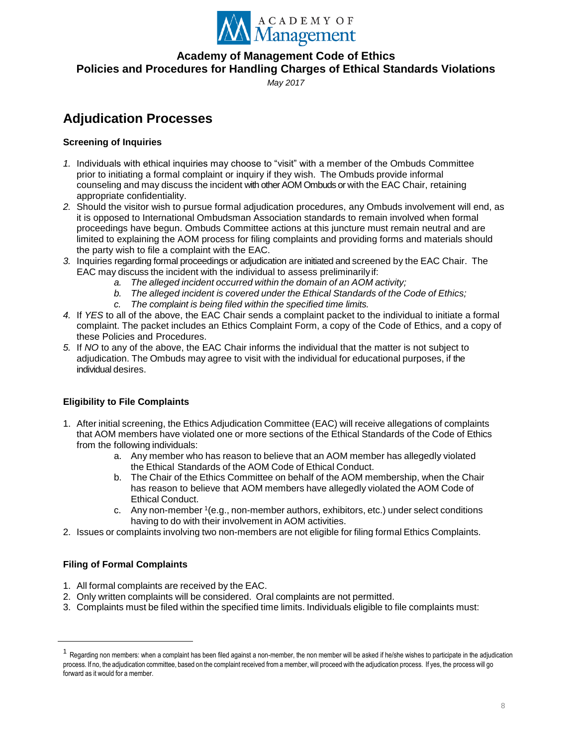# Academy of Management Code of Ethics

## Policies and Procedures for Handling Charges of Ethical Standards Violations

*May 2017*

## Adjudication Processes

### Screening of Inquiries

1. Individuals with ethical inquiries may choose to "visit" with a member of the Ombuds Committee prior to initiating a formal complaint or inquiry if they wish. The Ombuds provide informal counseling and may discuss the incident with other AOM Ombuds or with the EAC Chair, retaining appropriate confidentiality.
2. Should the visitor wish to pursue formal adjudication procedures, any Ombuds involvement will end, as it is opposed to International Ombudsman Association standards to remain involved when formal proceedings have begun. Ombuds Committee actions at this juncture must remain neutral and are limited to explaining the AOM process for filing complaints and providing forms and materials should the party wish to file a complaint with the EAC.
3. Inquiries regarding formal proceedings or adjudication are initiated and screened by the EAC Chair. The EAC may discuss the incident with the individual to assess preliminarily if:
   a. *The alleged incident occurred within the domain of an AOM activity;*
   b. *The alleged incident is covered under the Ethical Standards of the Code of Ethics;*
   c. *The complaint is being filed within the specified time limits.*
4. If *YES* to all of the above, the EAC Chair sends a complaint packet to the individual to initiate a formal complaint. The packet includes an Ethics Complaint Form, a copy of the Code of Ethics, and a copy of these Policies and Procedures.
5. If *NO* to any of the above, the EAC Chair informs the individual that the matter is not subject to adjudication. The Ombuds may agree to visit with the individual for educational purposes, if the individual desires.

### Eligibility to File Complaints

1. After initial screening, the Ethics Adjudication Committee (EAC) will receive allegations of complaints that AOM members have violated one or more sections of the Ethical Standards of the Code of Ethics from the following individuals:
   a. Any member who has reason to believe that an AOM member has allegedly violated the Ethical Standards of the AOM Code of Ethical Conduct.
   b. The Chair of the Ethics Committee on behalf of the AOM membership, when the Chair has reason to believe that AOM members have allegedly violated the AOM Code of Ethical Conduct.
   c. Any non-member [1](e.g., non-member authors, exhibitors, etc.) under select conditions having to do with their involvement in AOM activities.
2. Issues or complaints involving two non-members are not eligible for filing formal Ethics Complaints.

### Filing of Formal Complaints

1. All formal complaints are received by the EAC.
2. Only written complaints will be considered. Oral complaints are not permitted.
3. Complaints must be filed within the specified time limits. Individuals eligible to file complaints must:

---

[1] Regarding non members: when a complaint has been filed against a non-member, the non member will be asked if he/she wishes to participate in the adjudication process. If no, the adjudication committee, based on the complaint received from a member, will proceed with the adjudication process. If yes, the process will go forward as it would for a member.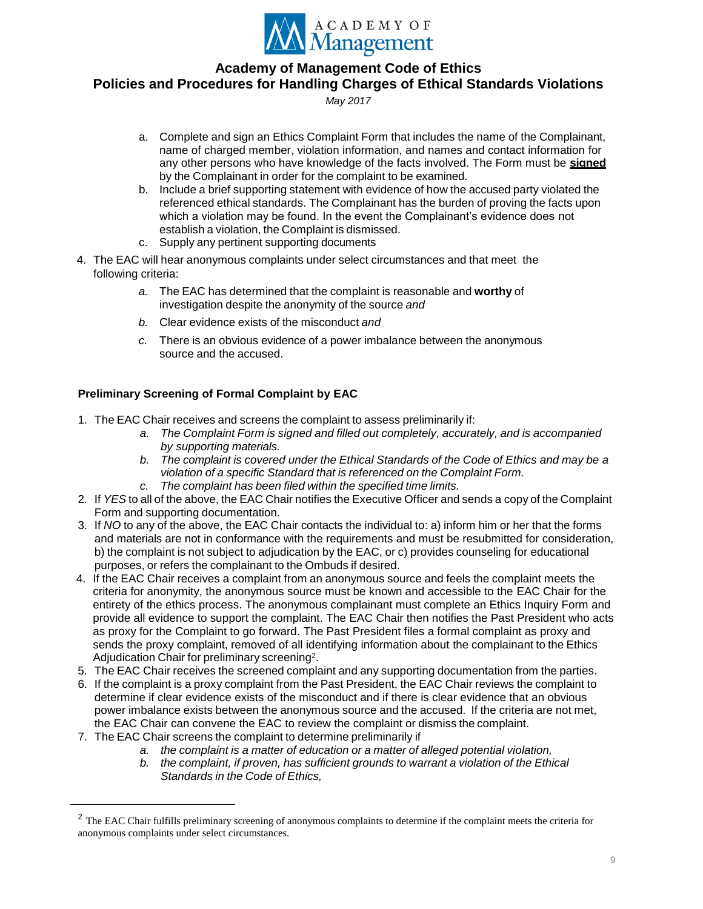a. Complete and sign an Ethics Complaint Form that includes the name of the Complainant, name of charged member, violation information, and names and contact information for any other persons who have knowledge of the facts involved. The Form must be **signed** by the Complainant in order for the complaint to be examined.
b. Include a brief supporting statement with evidence of how the accused party violated the referenced ethical standards. The Complainant has the burden of proving the facts upon which a violation may be found. In the event the Complainant's evidence does not establish a violation, the Complaint is dismissed.
c. Supply any pertinent supporting documents

4. The EAC will hear anonymous complaints under select circumstances and that meet the following criteria:
   *a.* The EAC has determined that the complaint is reasonable and **worthy** of investigation despite the anonymity of the source *and*
   *b.* Clear evidence exists of the misconduct *and*
   *c.* There is an obvious evidence of a power imbalance between the anonymous source and the accused.

**Preliminary Screening of Formal Complaint by EAC**

1. The EAC Chair receives and screens the complaint to assess preliminarily if:
   *a. The Complaint Form is signed and filled out completely, accurately, and is accompanied by supporting materials.*
   *b. The complaint is covered under the Ethical Standards of the Code of Ethics and may be a violation of a specific Standard that is referenced on the Complaint Form.*
   *c. The complaint has been filed within the specified time limits.*
2. If *YES* to all of the above, the EAC Chair notifies the Executive Officer and sends a copy of the Complaint Form and supporting documentation.
3. If *NO* to any of the above, the EAC Chair contacts the individual to: a) inform him or her that the forms and materials are not in conformance with the requirements and must be resubmitted for consideration, b) the complaint is not subject to adjudication by the EAC, or c) provides counseling for educational purposes, or refers the complainant to the Ombuds if desired.
4. If the EAC Chair receives a complaint from an anonymous source and feels the complaint meets the criteria for anonymity, the anonymous source must be known and accessible to the EAC Chair for the entirety of the ethics process. The anonymous complainant must complete an Ethics Inquiry Form and provide all evidence to support the complaint. The EAC Chair then notifies the Past President who acts as proxy for the Complaint to go forward. The Past President files a formal complaint as proxy and sends the proxy complaint, removed of all identifying information about the complainant to the Ethics Adjudication Chair for preliminary screening[2].
5. The EAC Chair receives the screened complaint and any supporting documentation from the parties.
6. If the complaint is a proxy complaint from the Past President, the EAC Chair reviews the complaint to determine if clear evidence exists of the misconduct and if there is clear evidence that an obvious power imbalance exists between the anonymous source and the accused. If the criteria are not met, the EAC Chair can convene the EAC to review the complaint or dismiss the complaint.
7. The EAC Chair screens the complaint to determine preliminarily if
   *a. the complaint is a matter of education or a matter of alleged potential violation,*
   *b. the complaint, if proven, has sufficient grounds to warrant a violation of the Ethical Standards in the Code of Ethics,*

[2] The EAC Chair fulfills preliminary screening of anonymous complaints to determine if the complaint meets the criteria for anonymous complaints under select circumstances.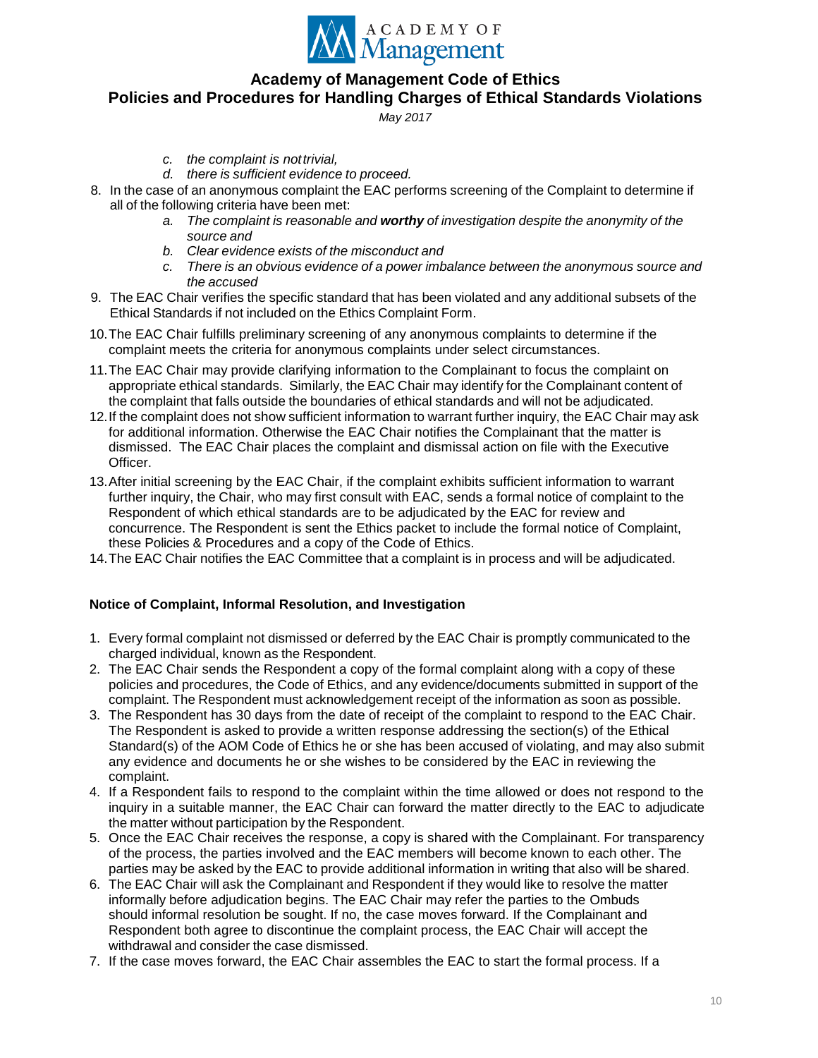c. *the complaint is not trivial,*
d. *there is sufficient evidence to proceed.*

8. In the case of an anonymous complaint the EAC performs screening of the Complaint to determine if all of the following criteria have been met:
    a. *The complaint is reasonable and* ***worthy*** *of investigation despite the anonymity of the source and*
    b. *Clear evidence exists of the misconduct and*
    c. *There is an obvious evidence of a power imbalance between the anonymous source and the accused*
9. The EAC Chair verifies the specific standard that has been violated and any additional subsets of the Ethical Standards if not included on the Ethics Complaint Form.
10. The EAC Chair fulfills preliminary screening of any anonymous complaints to determine if the complaint meets the criteria for anonymous complaints under select circumstances.
11. The EAC Chair may provide clarifying information to the Complainant to focus the complaint on appropriate ethical standards. Similarly, the EAC Chair may identify for the Complainant content of the complaint that falls outside the boundaries of ethical standards and will not be adjudicated.
12. If the complaint does not show sufficient information to warrant further inquiry, the EAC Chair may ask for additional information. Otherwise the EAC Chair notifies the Complainant that the matter is dismissed. The EAC Chair places the complaint and dismissal action on file with the Executive Officer.
13. After initial screening by the EAC Chair, if the complaint exhibits sufficient information to warrant further inquiry, the Chair, who may first consult with EAC, sends a formal notice of complaint to the Respondent of which ethical standards are to be adjudicated by the EAC for review and concurrence. The Respondent is sent the Ethics packet to include the formal notice of Complaint, these Policies & Procedures and a copy of the Code of Ethics.
14. The EAC Chair notifies the EAC Committee that a complaint is in process and will be adjudicated.

**Notice of Complaint, Informal Resolution, and Investigation**

1. Every formal complaint not dismissed or deferred by the EAC Chair is promptly communicated to the charged individual, known as the Respondent.
2. The EAC Chair sends the Respondent a copy of the formal complaint along with a copy of these policies and procedures, the Code of Ethics, and any evidence/documents submitted in support of the complaint. The Respondent must acknowledgement receipt of the information as soon as possible.
3. The Respondent has 30 days from the date of receipt of the complaint to respond to the EAC Chair. The Respondent is asked to provide a written response addressing the section(s) of the Ethical Standard(s) of the AOM Code of Ethics he or she has been accused of violating, and may also submit any evidence and documents he or she wishes to be considered by the EAC in reviewing the complaint.
4. If a Respondent fails to respond to the complaint within the time allowed or does not respond to the inquiry in a suitable manner, the EAC Chair can forward the matter directly to the EAC to adjudicate the matter without participation by the Respondent.
5. Once the EAC Chair receives the response, a copy is shared with the Complainant. For transparency of the process, the parties involved and the EAC members will become known to each other. The parties may be asked by the EAC to provide additional information in writing that also will be shared.
6. The EAC Chair will ask the Complainant and Respondent if they would like to resolve the matter informally before adjudication begins. The EAC Chair may refer the parties to the Ombuds should informal resolution be sought. If no, the case moves forward. If the Complainant and Respondent both agree to discontinue the complaint process, the EAC Chair will accept the withdrawal and consider the case dismissed.
7. If the case moves forward, the EAC Chair assembles the EAC to start the formal process. If a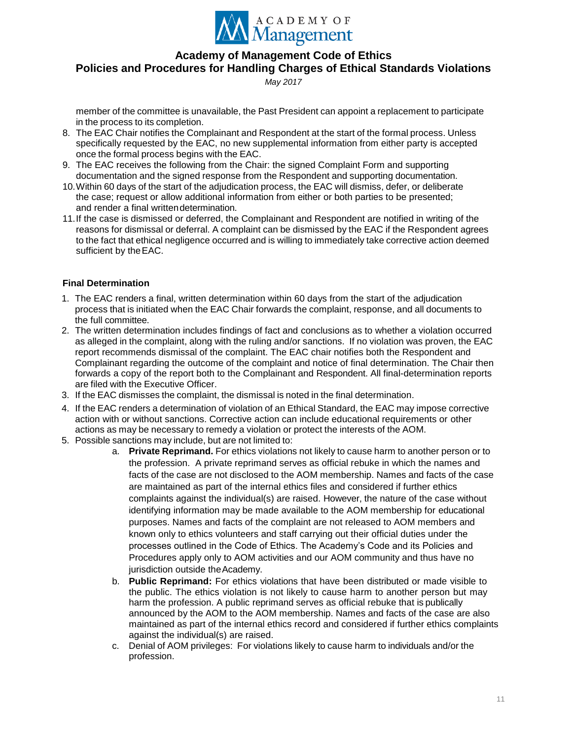member of the committee is unavailable, the Past President can appoint a replacement to participate in the process to its completion.

8. The EAC Chair notifies the Complainant and Respondent at the start of the formal process. Unless specifically requested by the EAC, no new supplemental information from either party is accepted once the formal process begins with the EAC.
9. The EAC receives the following from the Chair: the signed Complaint Form and supporting documentation and the signed response from the Respondent and supporting documentation.
10. Within 60 days of the start of the adjudication process, the EAC will dismiss, defer, or deliberate the case; request or allow additional information from either or both parties to be presented; and render a final written determination.
11. If the case is dismissed or deferred, the Complainant and Respondent are notified in writing of the reasons for dismissal or deferral. A complaint can be dismissed by the EAC if the Respondent agrees to the fact that ethical negligence occurred and is willing to immediately take corrective action deemed sufficient by the EAC.

**Final Determination**

1. The EAC renders a final, written determination within 60 days from the start of the adjudication process that is initiated when the EAC Chair forwards the complaint, response, and all documents to the full committee.
2. The written determination includes findings of fact and conclusions as to whether a violation occurred as alleged in the complaint, along with the ruling and/or sanctions. If no violation was proven, the EAC report recommends dismissal of the complaint. The EAC chair notifies both the Respondent and Complainant regarding the outcome of the complaint and notice of final determination. The Chair then forwards a copy of the report both to the Complainant and Respondent. All final-determination reports are filed with the Executive Officer.
3. If the EAC dismisses the complaint, the dismissal is noted in the final determination.
4. If the EAC renders a determination of violation of an Ethical Standard, the EAC may impose corrective action with or without sanctions. Corrective action can include educational requirements or other actions as may be necessary to remedy a violation or protect the interests of the AOM.
5. Possible sanctions may include, but are not limited to:
    a. **Private Reprimand.** For ethics violations not likely to cause harm to another person or to the profession. A private reprimand serves as official rebuke in which the names and facts of the case are not disclosed to the AOM membership. Names and facts of the case are maintained as part of the internal ethics files and considered if further ethics complaints against the individual(s) are raised. However, the nature of the case without identifying information may be made available to the AOM membership for educational purposes. Names and facts of the complaint are not released to AOM members and known only to ethics volunteers and staff carrying out their official duties under the processes outlined in the Code of Ethics. The Academy's Code and its Policies and Procedures apply only to AOM activities and our AOM community and thus have no jurisdiction outside the Academy.
    b. **Public Reprimand:** For ethics violations that have been distributed or made visible to the public. The ethics violation is not likely to cause harm to another person but may harm the profession. A public reprimand serves as official rebuke that is publically announced by the AOM to the AOM membership. Names and facts of the case are also maintained as part of the internal ethics record and considered if further ethics complaints against the individual(s) are raised.
    c. Denial of AOM privileges: For violations likely to cause harm to individuals and/or the profession.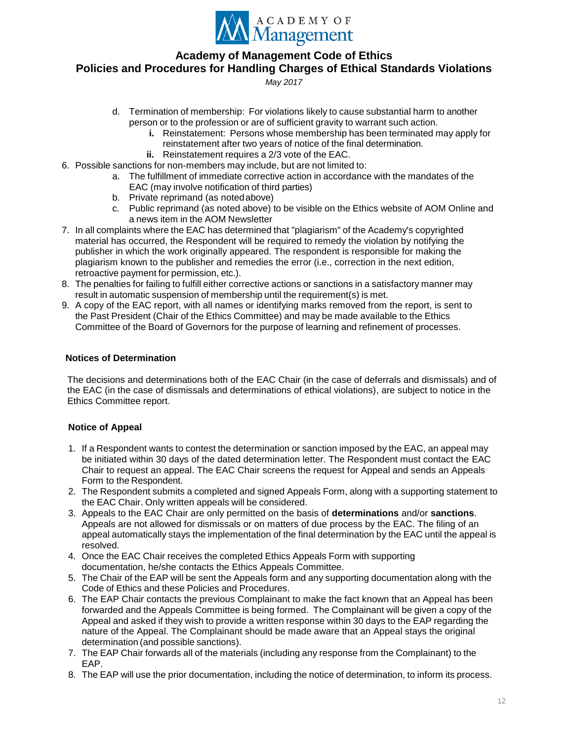d. Termination of membership: For violations likely to cause substantial harm to another person or to the profession or are of sufficient gravity to warrant such action.
   - **i.** Reinstatement: Persons whose membership has been terminated may apply for reinstatement after two years of notice of the final determination.
   - **ii.** Reinstatement requires a 2/3 vote of the EAC.

6. Possible sanctions for non-members may include, but are not limited to:
   a. The fulfillment of immediate corrective action in accordance with the mandates of the EAC (may involve notification of third parties)
   b. Private reprimand (as noted above)
   c. Public reprimand (as noted above) to be visible on the Ethics website of AOM Online and a news item in the AOM Newsletter
7. In all complaints where the EAC has determined that "plagiarism" of the Academy's copyrighted material has occurred, the Respondent will be required to remedy the violation by notifying the publisher in which the work originally appeared. The respondent is responsible for making the plagiarism known to the publisher and remedies the error (i.e., correction in the next edition, retroactive payment for permission, etc.).
8. The penalties for failing to fulfill either corrective actions or sanctions in a satisfactory manner may result in automatic suspension of membership until the requirement(s) is met.
9. A copy of the EAC report, with all names or identifying marks removed from the report, is sent to the Past President (Chair of the Ethics Committee) and may be made available to the Ethics Committee of the Board of Governors for the purpose of learning and refinement of processes.

**Notices of Determination**

The decisions and determinations both of the EAC Chair (in the case of deferrals and dismissals) and of the EAC (in the case of dismissals and determinations of ethical violations), are subject to notice in the Ethics Committee report.

**Notice of Appeal**

1. If a Respondent wants to contest the determination or sanction imposed by the EAC, an appeal may be initiated within 30 days of the dated determination letter. The Respondent must contact the EAC Chair to request an appeal. The EAC Chair screens the request for Appeal and sends an Appeals Form to the Respondent.
2. The Respondent submits a completed and signed Appeals Form, along with a supporting statement to the EAC Chair. Only written appeals will be considered.
3. Appeals to the EAC Chair are only permitted on the basis of **determinations** and/or **sanctions**. Appeals are not allowed for dismissals or on matters of due process by the EAC. The filing of an appeal automatically stays the implementation of the final determination by the EAC until the appeal is resolved.
4. Once the EAC Chair receives the completed Ethics Appeals Form with supporting documentation, he/she contacts the Ethics Appeals Committee.
5. The Chair of the EAP will be sent the Appeals form and any supporting documentation along with the Code of Ethics and these Policies and Procedures.
6. The EAP Chair contacts the previous Complainant to make the fact known that an Appeal has been forwarded and the Appeals Committee is being formed. The Complainant will be given a copy of the Appeal and asked if they wish to provide a written response within 30 days to the EAP regarding the nature of the Appeal. The Complainant should be made aware that an Appeal stays the original determination (and possible sanctions).
7. The EAP Chair forwards all of the materials (including any response from the Complainant) to the EAP.
8. The EAP will use the prior documentation, including the notice of determination, to inform its process.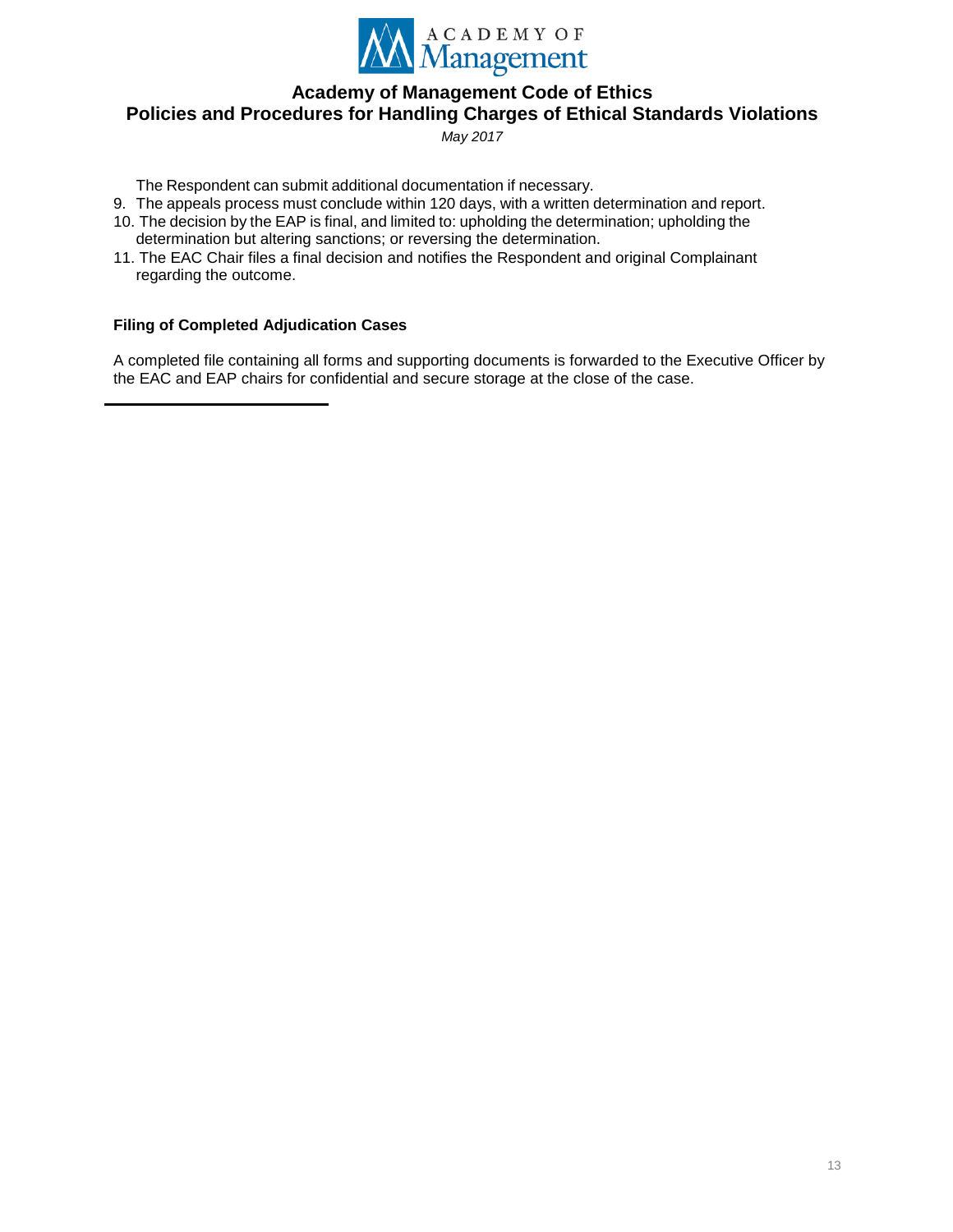The Respondent can submit additional documentation if necessary.

9. The appeals process must conclude within 120 days, with a written determination and report.
10. The decision by the EAP is final, and limited to: upholding the determination; upholding the determination but altering sanctions; or reversing the determination.
11. The EAC Chair files a final decision and notifies the Respondent and original Complainant regarding the outcome.

**Filing of Completed Adjudication Cases**

A completed file containing all forms and supporting documents is forwarded to the Executive Officer by the EAC and EAP chairs for confidential and secure storage at the close of the case.

---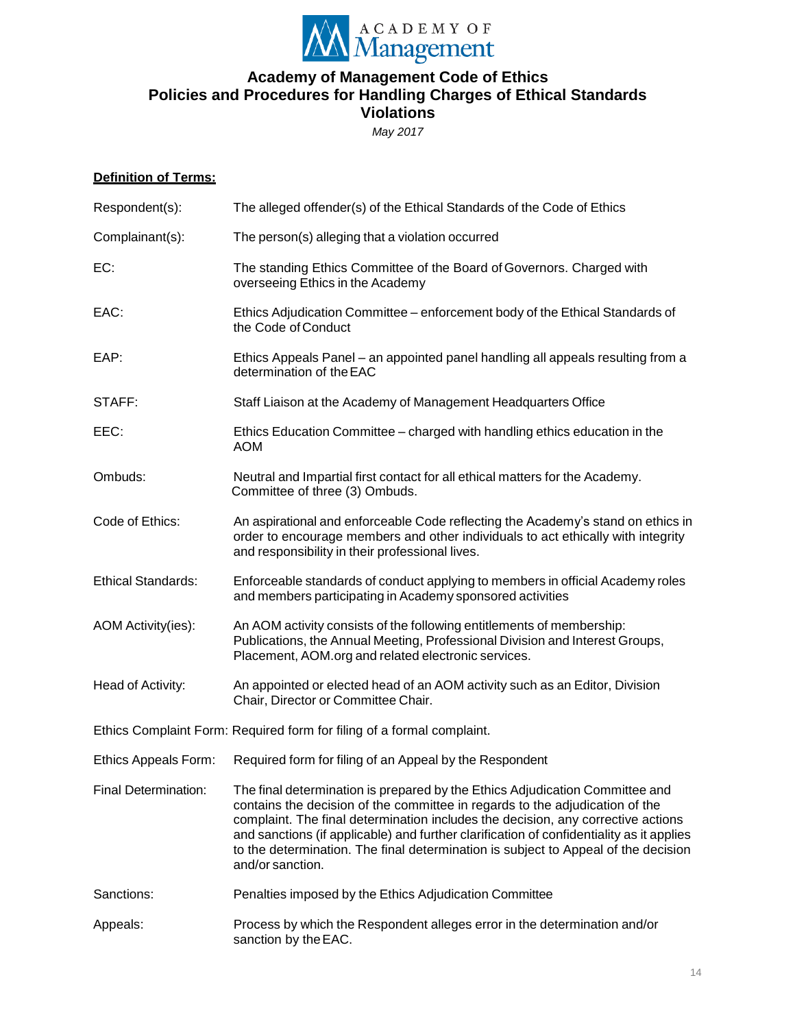ACADEMY OF Management

# Academy of Management Code of Ethics
# Policies and Procedures for Handling Charges of Ethical Standards Violations

*May 2017*

**Definition of Terms:**

| | |
|---|---|
| Respondent(s): | The alleged offender(s) of the Ethical Standards of the Code of Ethics |
| Complainant(s): | The person(s) alleging that a violation occurred |
| EC: | The standing Ethics Committee of the Board of Governors. Charged with overseeing Ethics in the Academy |
| EAC: | Ethics Adjudication Committee – enforcement body of the Ethical Standards of the Code of Conduct |
| EAP: | Ethics Appeals Panel – an appointed panel handling all appeals resulting from a determination of the EAC |
| STAFF: | Staff Liaison at the Academy of Management Headquarters Office |
| EEC: | Ethics Education Committee – charged with handling ethics education in the AOM |
| Ombuds: | Neutral and Impartial first contact for all ethical matters for the Academy. Committee of three (3) Ombuds. |
| Code of Ethics: | An aspirational and enforceable Code reflecting the Academy's stand on ethics in order to encourage members and other individuals to act ethically with integrity and responsibility in their professional lives. |
| Ethical Standards: | Enforceable standards of conduct applying to members in official Academy roles and members participating in Academy sponsored activities |
| AOM Activity(ies): | An AOM activity consists of the following entitlements of membership: Publications, the Annual Meeting, Professional Division and Interest Groups, Placement, AOM.org and related electronic services. |
| Head of Activity: | An appointed or elected head of an AOM activity such as an Editor, Division Chair, Director or Committee Chair. |
| Ethics Complaint Form: | Required form for filing of a formal complaint. |
| Ethics Appeals Form: | Required form for filing of an Appeal by the Respondent |
| Final Determination: | The final determination is prepared by the Ethics Adjudication Committee and contains the decision of the committee in regards to the adjudication of the complaint. The final determination includes the decision, any corrective actions and sanctions (if applicable) and further clarification of confidentiality as it applies to the determination. The final determination is subject to Appeal of the decision and/or sanction. |
| Sanctions: | Penalties imposed by the Ethics Adjudication Committee |
| Appeals: | Process by which the Respondent alleges error in the determination and/or sanction by the EAC. |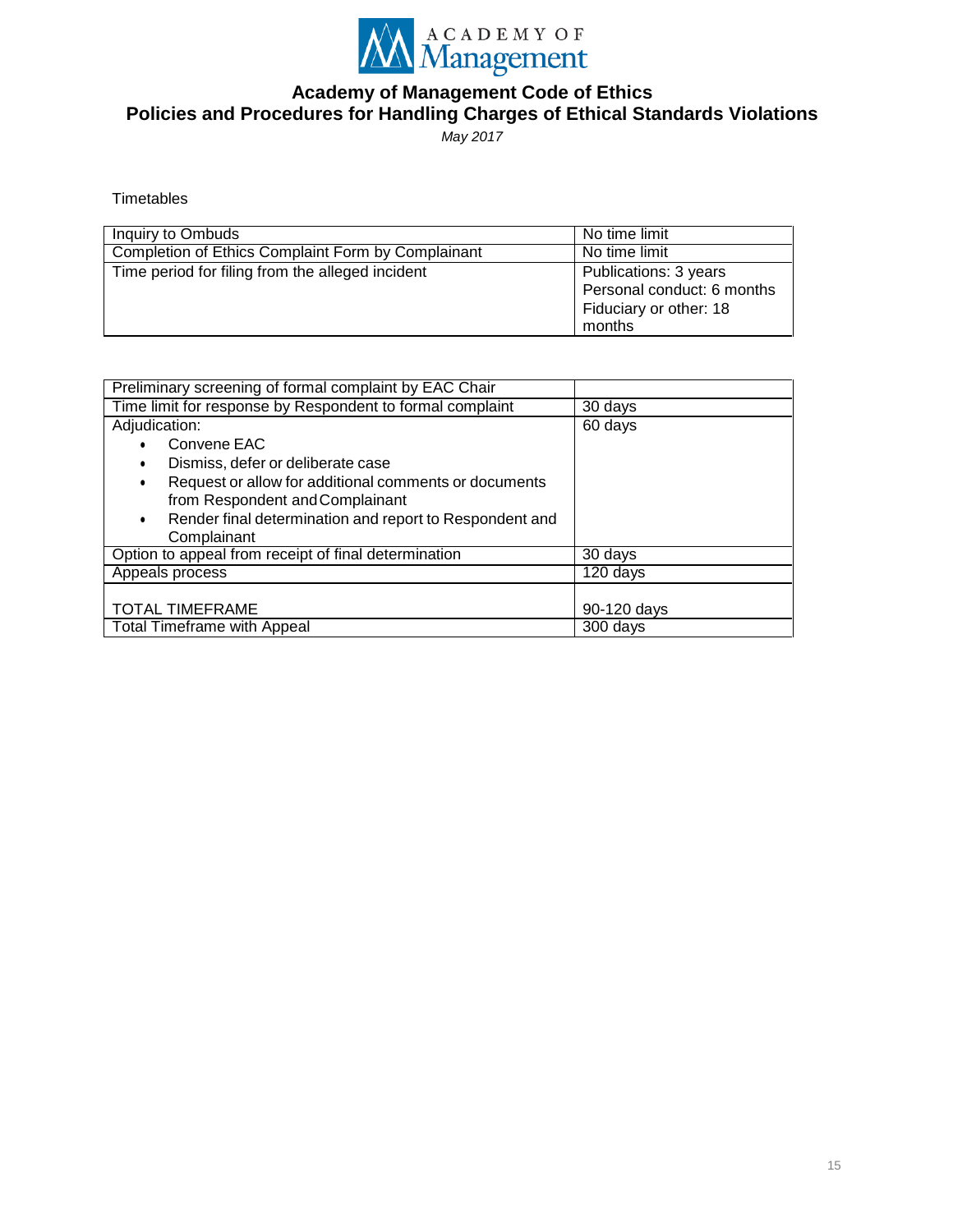# Academy of Management Code of Ethics

## Policies and Procedures for Handling Charges of Ethical Standards Violations

*May 2017*

Timetables

| | |
|---|---|
| Inquiry to Ombuds | No time limit |
| Completion of Ethics Complaint Form by Complainant | No time limit |
| Time period for filing from the alleged incident | Publications: 3 years<br>Personal conduct: 6 months<br>Fiduciary or other: 18 months |

| | |
|---|---|
| Preliminary screening of formal complaint by EAC Chair | |
| Time limit for response by Respondent to formal complaint | 30 days |
| Adjudication:<br>• Convene EAC<br>• Dismiss, defer or deliberate case<br>• Request or allow for additional comments or documents from Respondent and Complainant<br>• Render final determination and report to Respondent and Complainant | 60 days |
| Option to appeal from receipt of final determination | 30 days |
| Appeals process | 120 days |
| TOTAL TIMEFRAME | 90-120 days |
| Total Timeframe with Appeal | 300 days |